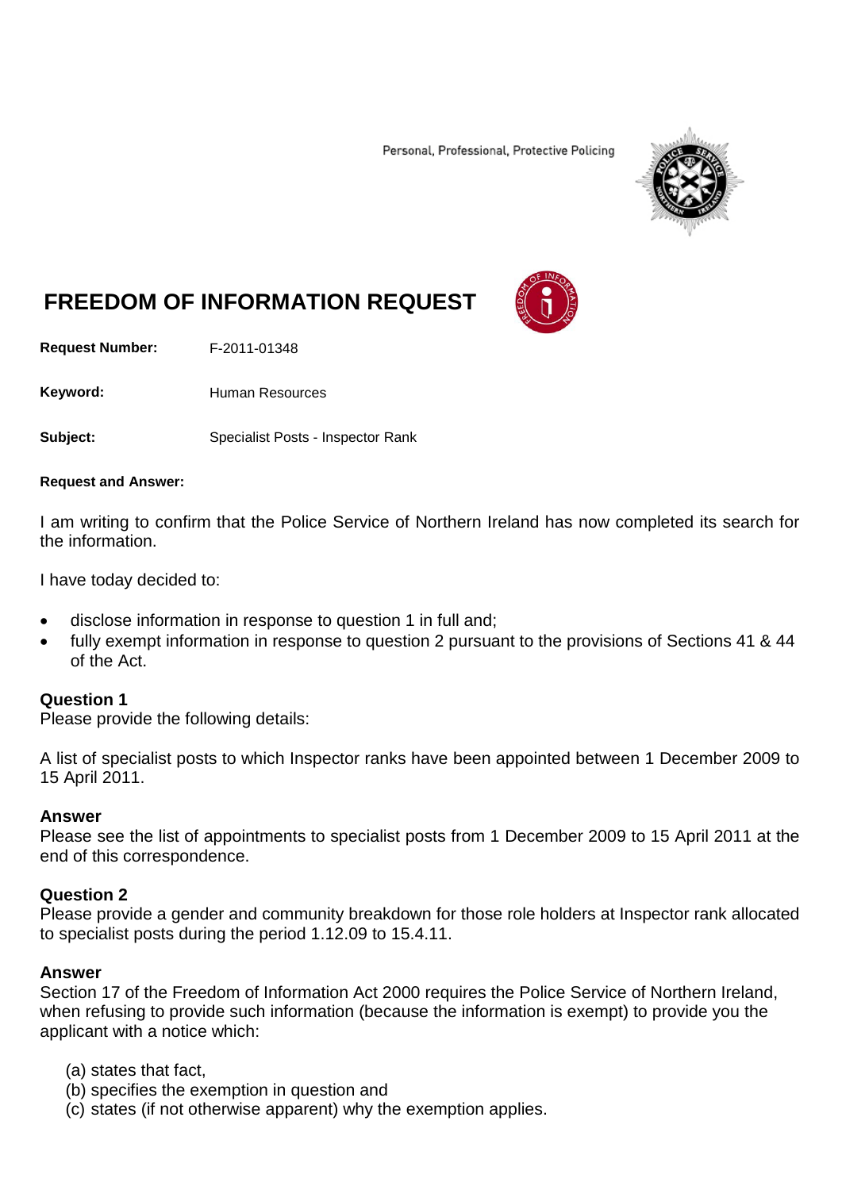Personal, Professional, Protective Policing

# FREEDOM OF INFORMATION REQUEST

**Request Number:** F-2011-01348

**Keyword:** Human Resources

**Subject:** Specialist Posts - Inspector Rank

**Request and Answer:**

I am writing to confirm that the Police Service of Northern Ireland has now completed its search for the information.

I have today decided to:

- disclose information in response to question 1 in full and;
- fully exempt information in response to question 2 pursuant to the provisions of Sections 41 & 44 of the Act.

**Question 1**
Please provide the following details:

A list of specialist posts to which Inspector ranks have been appointed between 1 December 2009 to 15 April 2011.

**Answer**
Please see the list of appointments to specialist posts from 1 December 2009 to 15 April 2011 at the end of this correspondence.

**Question 2**
Please provide a gender and community breakdown for those role holders at Inspector rank allocated to specialist posts during the period 1.12.09 to 15.4.11.

**Answer**
Section 17 of the Freedom of Information Act 2000 requires the Police Service of Northern Ireland, when refusing to provide such information (because the information is exempt) to provide you the applicant with a notice which:

(a) states that fact,
(b) specifies the exemption in question and
(c) states (if not otherwise apparent) why the exemption applies.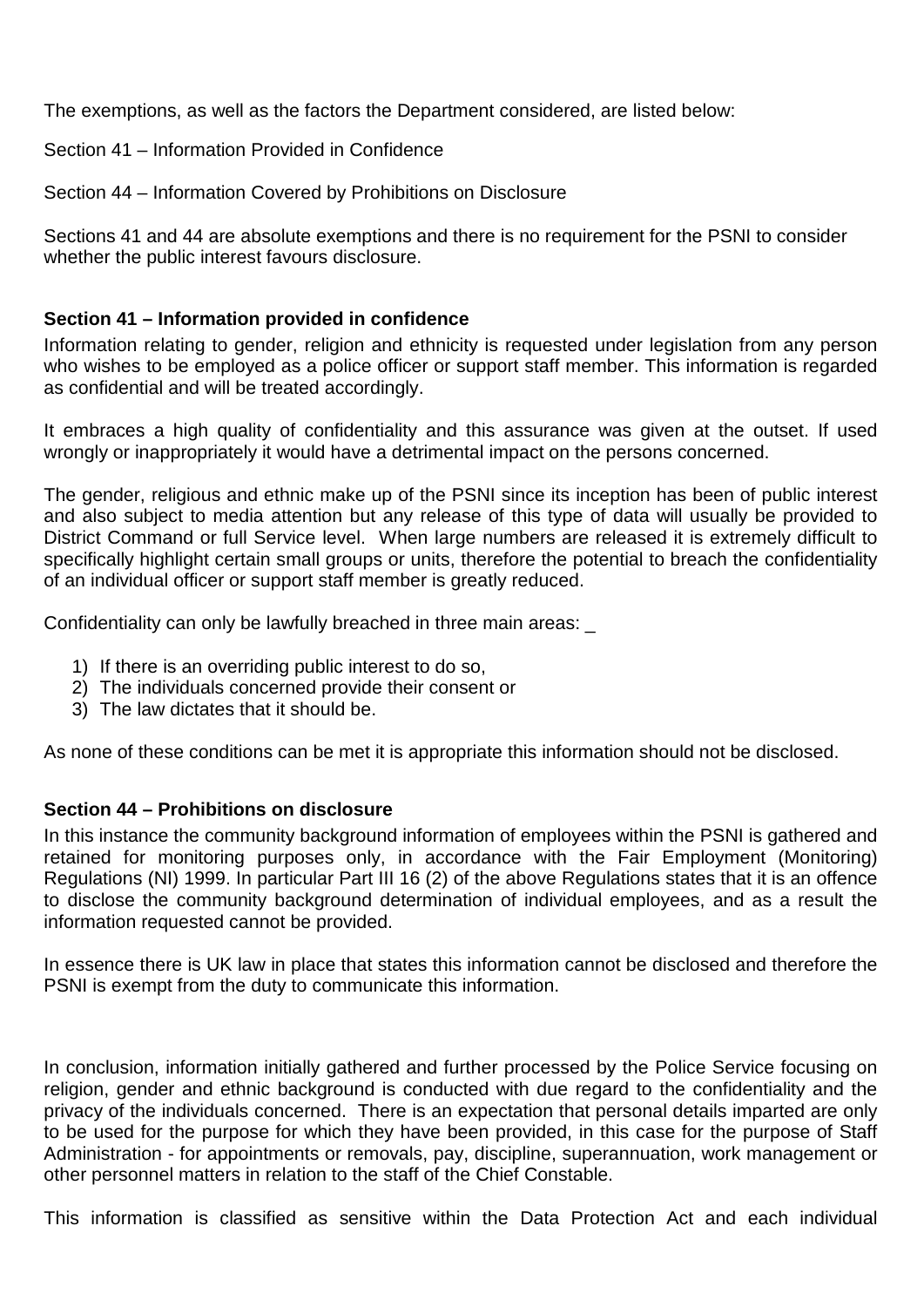The exemptions, as well as the factors the Department considered, are listed below:

Section 41 – Information Provided in Confidence

Section 44 – Information Covered by Prohibitions on Disclosure

Sections 41 and 44 are absolute exemptions and there is no requirement for the PSNI to consider whether the public interest favours disclosure.

**Section 41 – Information provided in confidence**

Information relating to gender, religion and ethnicity is requested under legislation from any person who wishes to be employed as a police officer or support staff member. This information is regarded as confidential and will be treated accordingly.

It embraces a high quality of confidentiality and this assurance was given at the outset. If used wrongly or inappropriately it would have a detrimental impact on the persons concerned.

The gender, religious and ethnic make up of the PSNI since its inception has been of public interest and also subject to media attention but any release of this type of data will usually be provided to District Command or full Service level. When large numbers are released it is extremely difficult to specifically highlight certain small groups or units, therefore the potential to breach the confidentiality of an individual officer or support staff member is greatly reduced.

Confidentiality can only be lawfully breached in three main areas: _

1) If there is an overriding public interest to do so,
2) The individuals concerned provide their consent or
3) The law dictates that it should be.

As none of these conditions can be met it is appropriate this information should not be disclosed.

**Section 44 – Prohibitions on disclosure**

In this instance the community background information of employees within the PSNI is gathered and retained for monitoring purposes only, in accordance with the Fair Employment (Monitoring) Regulations (NI) 1999. In particular Part III 16 (2) of the above Regulations states that it is an offence to disclose the community background determination of individual employees, and as a result the information requested cannot be provided.

In essence there is UK law in place that states this information cannot be disclosed and therefore the PSNI is exempt from the duty to communicate this information.

In conclusion, information initially gathered and further processed by the Police Service focusing on religion, gender and ethnic background is conducted with due regard to the confidentiality and the privacy of the individuals concerned. There is an expectation that personal details imparted are only to be used for the purpose for which they have been provided, in this case for the purpose of Staff Administration - for appointments or removals, pay, discipline, superannuation, work management or other personnel matters in relation to the staff of the Chief Constable.

This information is classified as sensitive within the Data Protection Act and each individual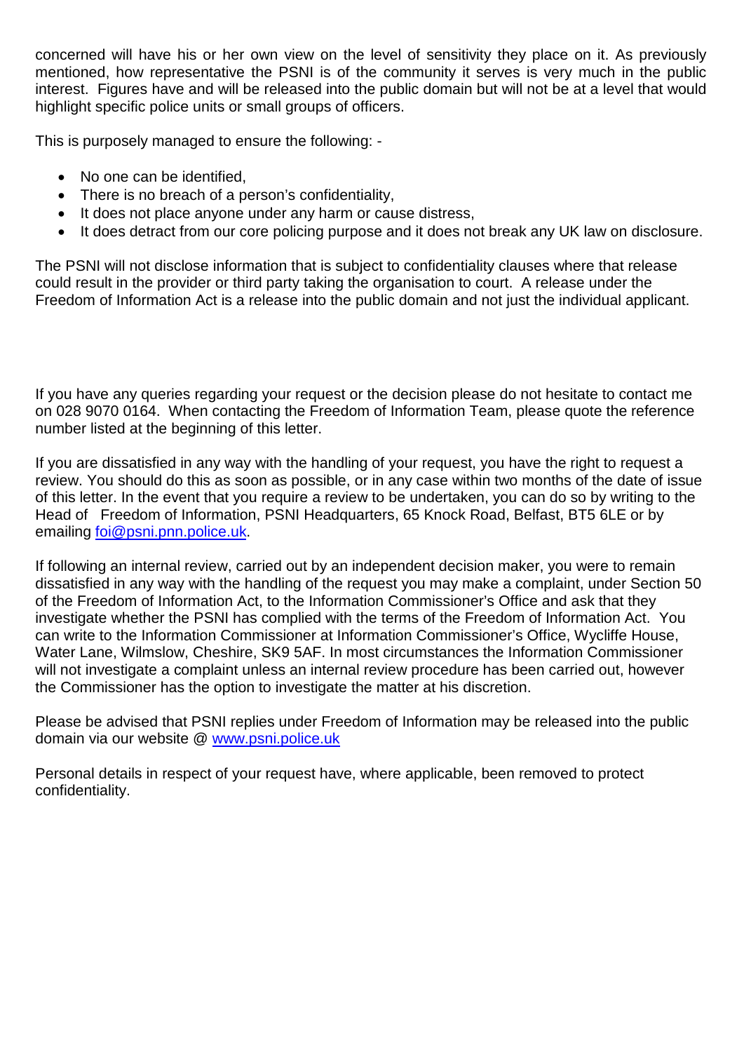concerned will have his or her own view on the level of sensitivity they place on it. As previously mentioned, how representative the PSNI is of the community it serves is very much in the public interest. Figures have and will be released into the public domain but will not be at a level that would highlight specific police units or small groups of officers.

This is purposely managed to ensure the following: -

- No one can be identified,
- There is no breach of a person's confidentiality,
- It does not place anyone under any harm or cause distress,
- It does detract from our core policing purpose and it does not break any UK law on disclosure.

The PSNI will not disclose information that is subject to confidentiality clauses where that release could result in the provider or third party taking the organisation to court. A release under the Freedom of Information Act is a release into the public domain and not just the individual applicant.

If you have any queries regarding your request or the decision please do not hesitate to contact me on 028 9070 0164. When contacting the Freedom of Information Team, please quote the reference number listed at the beginning of this letter.

If you are dissatisfied in any way with the handling of your request, you have the right to request a review. You should do this as soon as possible, or in any case within two months of the date of issue of this letter. In the event that you require a review to be undertaken, you can do so by writing to the Head of Freedom of Information, PSNI Headquarters, 65 Knock Road, Belfast, BT5 6LE or by emailing [foi@psni.pnn.police.uk](mailto:foi@psni.pnn.police.uk).

If following an internal review, carried out by an independent decision maker, you were to remain dissatisfied in any way with the handling of the request you may make a complaint, under Section 50 of the Freedom of Information Act, to the Information Commissioner's Office and ask that they investigate whether the PSNI has complied with the terms of the Freedom of Information Act. You can write to the Information Commissioner at Information Commissioner's Office, Wycliffe House, Water Lane, Wilmslow, Cheshire, SK9 5AF. In most circumstances the Information Commissioner will not investigate a complaint unless an internal review procedure has been carried out, however the Commissioner has the option to investigate the matter at his discretion.

Please be advised that PSNI replies under Freedom of Information may be released into the public domain via our website @ [www.psni.police.uk](http://www.psni.police.uk)

Personal details in respect of your request have, where applicable, been removed to protect confidentiality.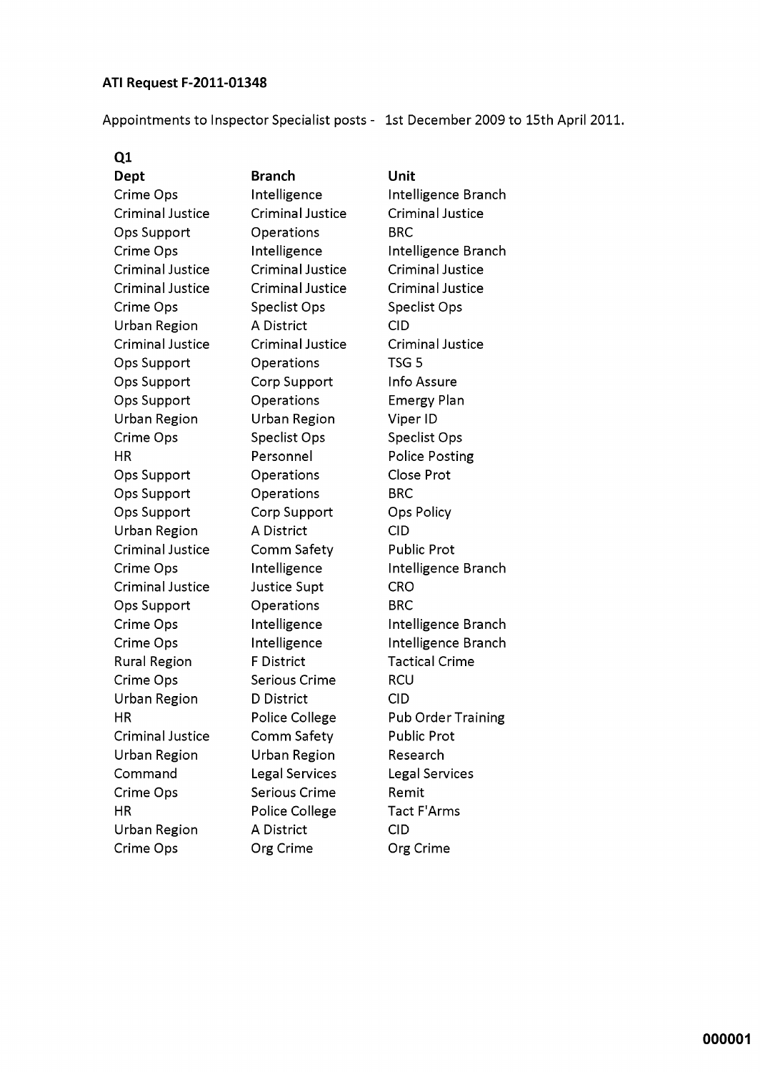**ATI Request F-2011-01348**

Appointments to Inspector Specialist posts - 1st December 2009 to 15th April 2011.

**Q1**

| **Dept** | **Branch** | **Unit** |
|---|---|---|
| Crime Ops | Intelligence | Intelligence Branch |
| Criminal Justice | Criminal Justice | Criminal Justice |
| Ops Support | Operations | BRC |
| Crime Ops | Intelligence | Intelligence Branch |
| Criminal Justice | Criminal Justice | Criminal Justice |
| Criminal Justice | Criminal Justice | Criminal Justice |
| Crime Ops | Speclist Ops | Speclist Ops |
| Urban Region | A District | CID |
| Criminal Justice | Criminal Justice | Criminal Justice |
| Ops Support | Operations | TSG 5 |
| Ops Support | Corp Support | Info Assure |
| Ops Support | Operations | Emergy Plan |
| Urban Region | Urban Region | Viper ID |
| Crime Ops | Speclist Ops | Speclist Ops |
| HR | Personnel | Police Posting |
| Ops Support | Operations | Close Prot |
| Ops Support | Operations | BRC |
| Ops Support | Corp Support | Ops Policy |
| Urban Region | A District | CID |
| Criminal Justice | Comm Safety | Public Prot |
| Crime Ops | Intelligence | Intelligence Branch |
| Criminal Justice | Justice Supt | CRO |
| Ops Support | Operations | BRC |
| Crime Ops | Intelligence | Intelligence Branch |
| Crime Ops | Intelligence | Intelligence Branch |
| Rural Region | F District | Tactical Crime |
| Crime Ops | Serious Crime | RCU |
| Urban Region | D District | CID |
| HR | Police College | Pub Order Training |
| Criminal Justice | Comm Safety | Public Prot |
| Urban Region | Urban Region | Research |
| Command | Legal Services | Legal Services |
| Crime Ops | Serious Crime | Remit |
| HR | Police College | Tact F'Arms |
| Urban Region | A District | CID |
| Crime Ops | Org Crime | Org Crime |